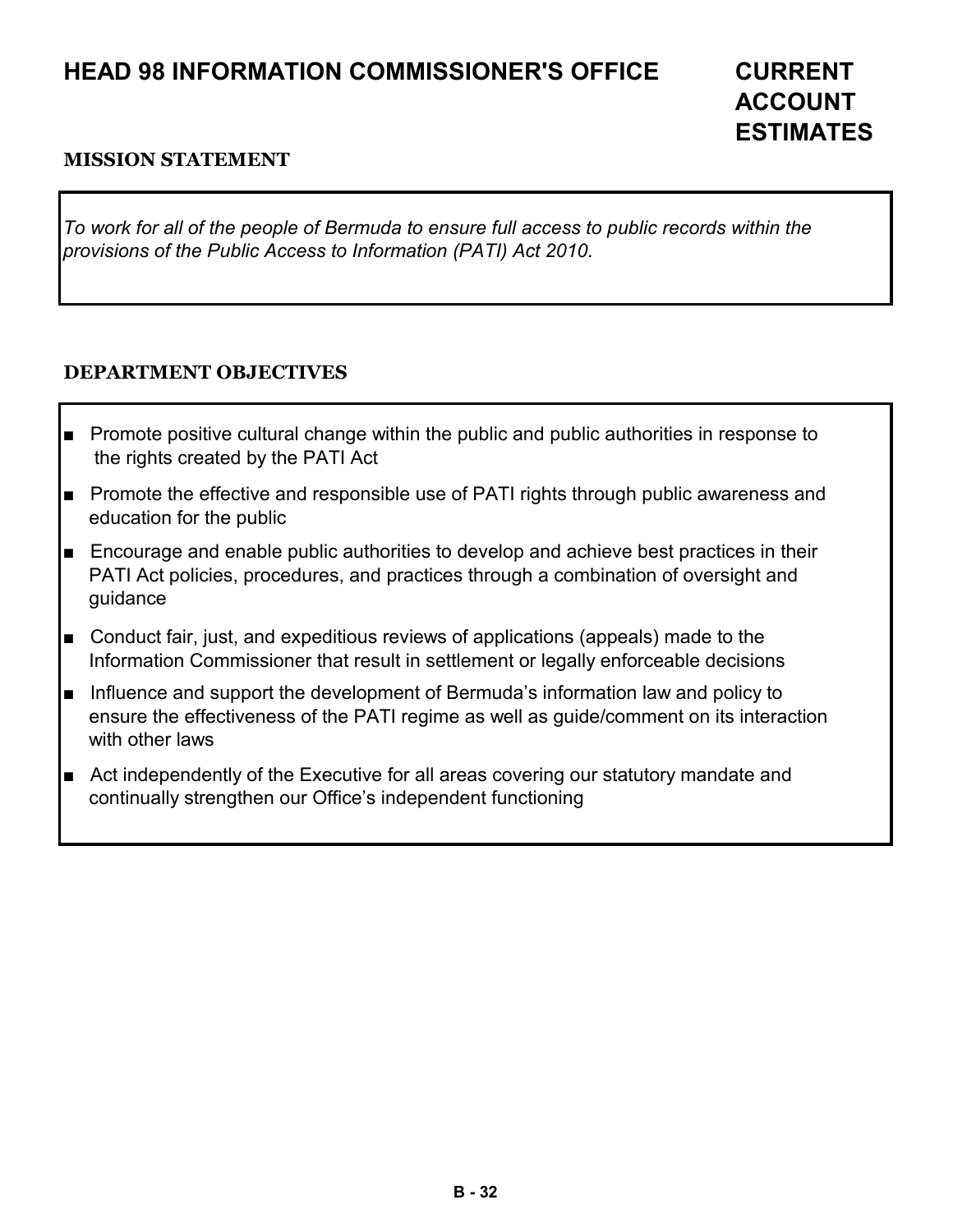# HEAD 98 INFORMATION COMMISSIONER'S OFFICE

# CURRENT ACCOUNT ESTIMATES

## MISSION STATEMENT

*To work for all of the people of Bermuda to ensure full access to public records within the provisions of the Public Access to Information (PATI) Act 2010.*

## DEPARTMENT OBJECTIVES

- Promote positive cultural change within the public and public authorities in response to the rights created by the PATI Act
- Promote the effective and responsible use of PATI rights through public awareness and education for the public
- Encourage and enable public authorities to develop and achieve best practices in their PATI Act policies, procedures, and practices through a combination of oversight and guidance
- Conduct fair, just, and expeditious reviews of applications (appeals) made to the Information Commissioner that result in settlement or legally enforceable decisions
- Influence and support the development of Bermuda's information law and policy to ensure the effectiveness of the PATI regime as well as guide/comment on its interaction with other laws
- Act independently of the Executive for all areas covering our statutory mandate and continually strengthen our Office's independent functioning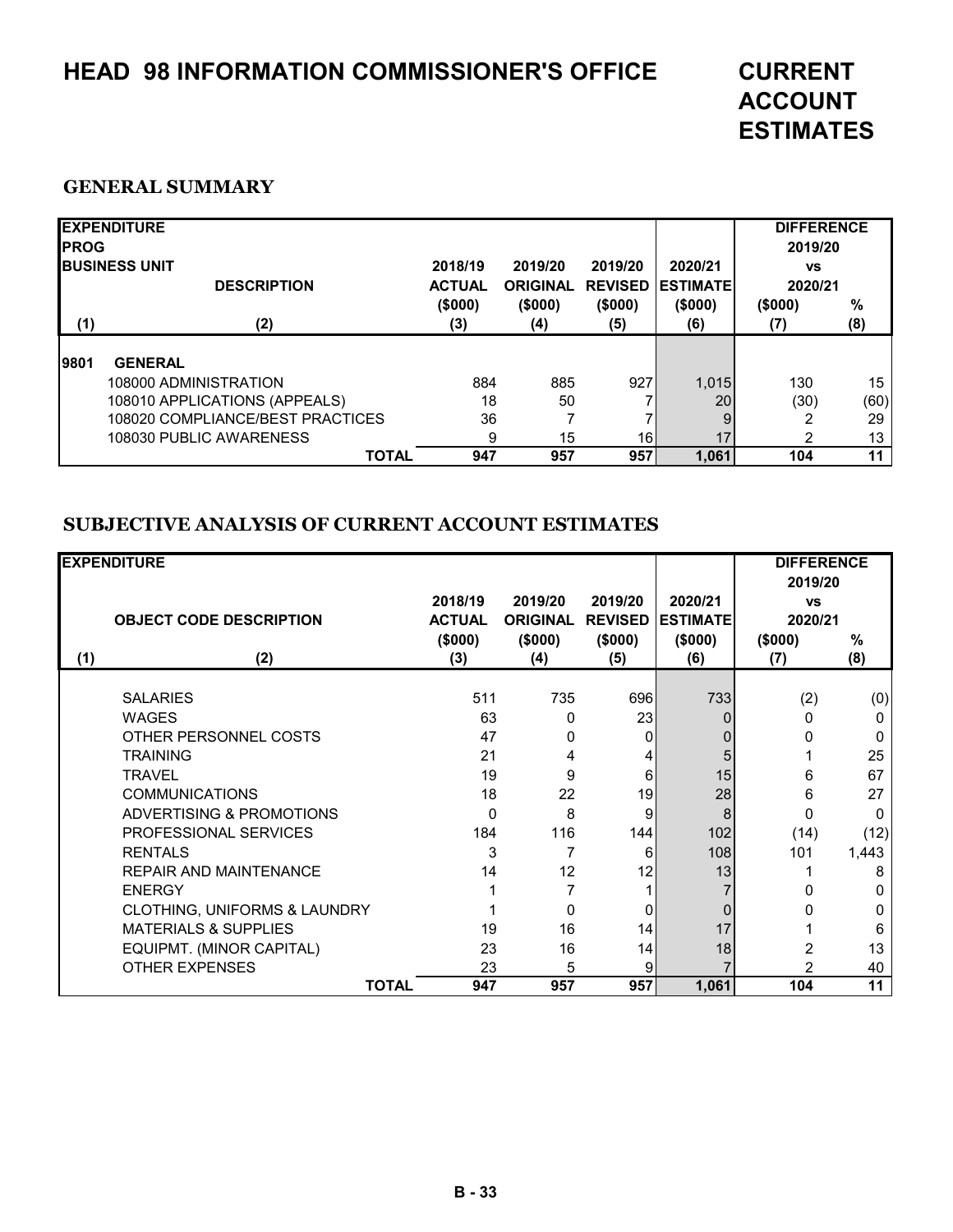# HEAD 98 INFORMATION COMMISSIONER'S OFFICE

# CURRENT ACCOUNT ESTIMATES

## GENERAL SUMMARY

| EXPENDITURE PROG BUSINESS UNIT | DESCRIPTION | 2018/19 ACTUAL ($000) | 2019/20 ORIGINAL ($000) | 2019/20 REVISED ($000) | 2020/21 ESTIMATE ($000) | DIFFERENCE 2019/20 vs 2020/21 ($000) | % |
|---|---|---|---|---|---|---|---|
| (1) | (2) | (3) | (4) | (5) | (6) | (7) | (8) |
| 9801 | GENERAL | | | | | | |
| | 108000 ADMINISTRATION | 884 | 885 | 927 | 1,015 | 130 | 15 |
| | 108010 APPLICATIONS (APPEALS) | 18 | 50 | 7 | 20 | (30) | (60) |
| | 108020 COMPLIANCE/BEST PRACTICES | 36 | 7 | 7 | 9 | 2 | 29 |
| | 108030 PUBLIC AWARENESS | 9 | 15 | 16 | 17 | 2 | 13 |
| | **TOTAL** | **947** | **957** | **957** | **1,061** | **104** | **11** |

## SUBJECTIVE ANALYSIS OF CURRENT ACCOUNT ESTIMATES

| EXPENDITURE | OBJECT CODE DESCRIPTION | 2018/19 ACTUAL ($000) | 2019/20 ORIGINAL ($000) | 2019/20 REVISED ($000) | 2020/21 ESTIMATE ($000) | DIFFERENCE 2019/20 vs 2020/21 ($000) | % |
|---|---|---|---|---|---|---|---|
| (1) | (2) | (3) | (4) | (5) | (6) | (7) | (8) |
| | SALARIES | 511 | 735 | 696 | 733 | (2) | (0) |
| | WAGES | 63 | 0 | 23 | 0 | 0 | 0 |
| | OTHER PERSONNEL COSTS | 47 | 0 | 0 | 0 | 0 | 0 |
| | TRAINING | 21 | 4 | 4 | 5 | 1 | 25 |
| | TRAVEL | 19 | 9 | 6 | 15 | 6 | 67 |
| | COMMUNICATIONS | 18 | 22 | 19 | 28 | 6 | 27 |
| | ADVERTISING & PROMOTIONS | 0 | 8 | 9 | 8 | 0 | 0 |
| | PROFESSIONAL SERVICES | 184 | 116 | 144 | 102 | (14) | (12) |
| | RENTALS | 3 | 7 | 6 | 108 | 101 | 1,443 |
| | REPAIR AND MAINTENANCE | 14 | 12 | 12 | 13 | 1 | 8 |
| | ENERGY | 1 | 7 | 1 | 7 | 0 | 0 |
| | CLOTHING, UNIFORMS & LAUNDRY | 1 | 0 | 0 | 0 | 0 | 0 |
| | MATERIALS & SUPPLIES | 19 | 16 | 14 | 17 | 1 | 6 |
| | EQUIPMT. (MINOR CAPITAL) | 23 | 16 | 14 | 18 | 2 | 13 |
| | OTHER EXPENSES | 23 | 5 | 9 | 7 | 2 | 40 |
| | **TOTAL** | **947** | **957** | **957** | **1,061** | **104** | **11** |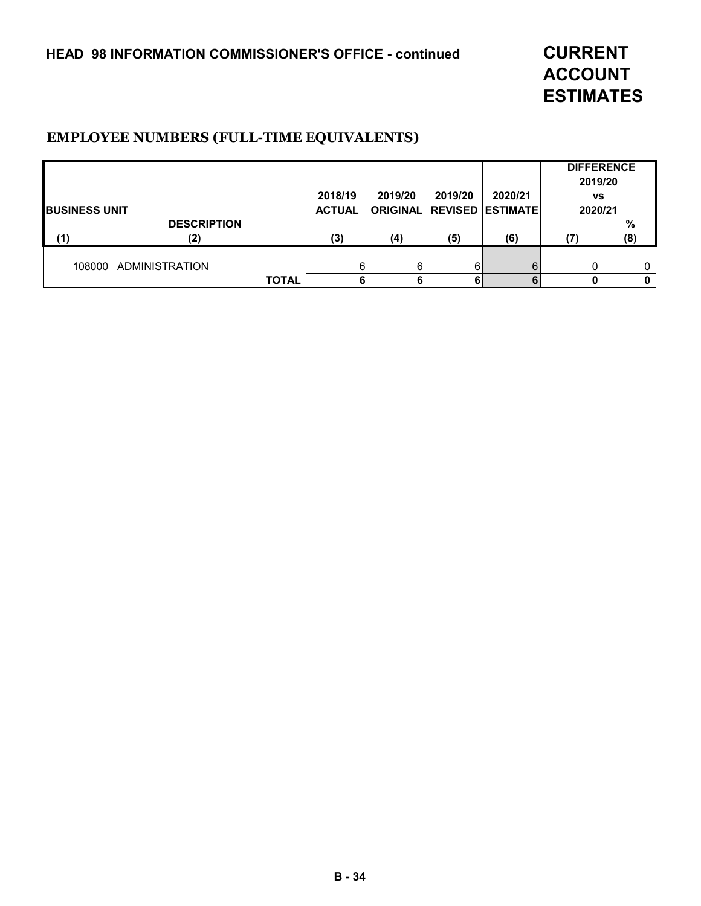## HEAD 98 INFORMATION COMMISSIONER'S OFFICE - continued

# CURRENT ACCOUNT ESTIMATES

### EMPLOYEE NUMBERS (FULL-TIME EQUIVALENTS)

| BUSINESS UNIT | DESCRIPTION | 2018/19 ACTUAL | 2019/20 ORIGINAL | 2019/20 REVISED | 2020/21 ESTIMATE | DIFFERENCE 2019/20 vs 2020/21 | % |
|---|---|---|---|---|---|---|---|
| (1) | (2) | (3) | (4) | (5) | (6) | (7) | (8) |
| 108000 | ADMINISTRATION | 6 | 6 | 6 | 6 | 0 | 0 |
| | **TOTAL** | **6** | **6** | **6** | **6** | **0** | **0** |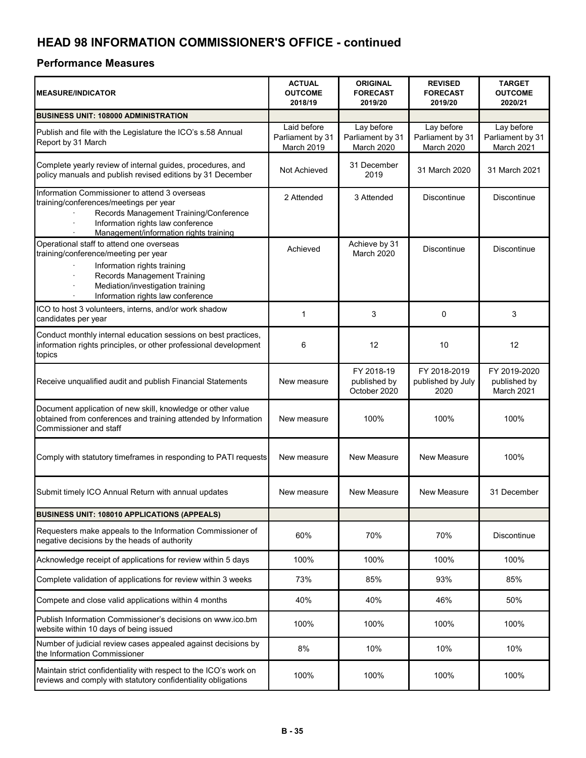## HEAD 98 INFORMATION COMMISSIONER'S OFFICE - continued

### Performance Measures

| MEASURE/INDICATOR | ACTUAL OUTCOME 2018/19 | ORIGINAL FORECAST 2019/20 | REVISED FORECAST 2019/20 | TARGET OUTCOME 2020/21 |
|---|---|---|---|---|
| **BUSINESS UNIT: 108000 ADMINISTRATION** | | | | |
| Publish and file with the Legislature the ICO's s.58 Annual Report by 31 March | Laid before Parliament by 31 March 2019 | Lay before Parliament by 31 March 2020 | Lay before Parliament by 31 March 2020 | Lay before Parliament by 31 March 2021 |
| Complete yearly review of internal guides, procedures, and policy manuals and publish revised editions by 31 December | Not Achieved | 31 December 2019 | 31 March 2020 | 31 March 2021 |
| Information Commissioner to attend 3 overseas training/conferences/meetings per year<br>· Records Management Training/Conference<br>· Information rights law conference<br>· Management/information rights training | 2 Attended | 3 Attended | Discontinue | Discontinue |
| Operational staff to attend one overseas training/conference/meeting per year<br>· Information rights training<br>· Records Management Training<br>· Mediation/investigation training<br>· Information rights law conference | Achieved | Achieve by 31 March 2020 | Discontinue | Discontinue |
| ICO to host 3 volunteers, interns, and/or work shadow candidates per year | 1 | 3 | 0 | 3 |
| Conduct monthly internal education sessions on best practices, information rights principles, or other professional development topics | 6 | 12 | 10 | 12 |
| Receive unqualified audit and publish Financial Statements | New measure | FY 2018-19 published by October 2020 | FY 2018-2019 published by July 2020 | FY 2019-2020 published by March 2021 |
| Document application of new skill, knowledge or other value obtained from conferences and training attended by Information Commissioner and staff | New measure | 100% | 100% | 100% |
| Comply with statutory timeframes in responding to PATI requests | New measure | New Measure | New Measure | 100% |
| Submit timely ICO Annual Return with annual updates | New measure | New Measure | New Measure | 31 December |
| **BUSINESS UNIT: 108010 APPLICATIONS (APPEALS)** | | | | |
| Requesters make appeals to the Information Commissioner of negative decisions by the heads of authority | 60% | 70% | 70% | Discontinue |
| Acknowledge receipt of applications for review within 5 days | 100% | 100% | 100% | 100% |
| Complete validation of applications for review within 3 weeks | 73% | 85% | 93% | 85% |
| Compete and close valid applications within 4 months | 40% | 40% | 46% | 50% |
| Publish Information Commissioner's decisions on www.ico.bm website within 10 days of being issued | 100% | 100% | 100% | 100% |
| Number of judicial review cases appealed against decisions by the Information Commissioner | 8% | 10% | 10% | 10% |
| Maintain strict confidentiality with respect to the ICO's work on reviews and comply with statutory confidentiality obligations | 100% | 100% | 100% | 100% |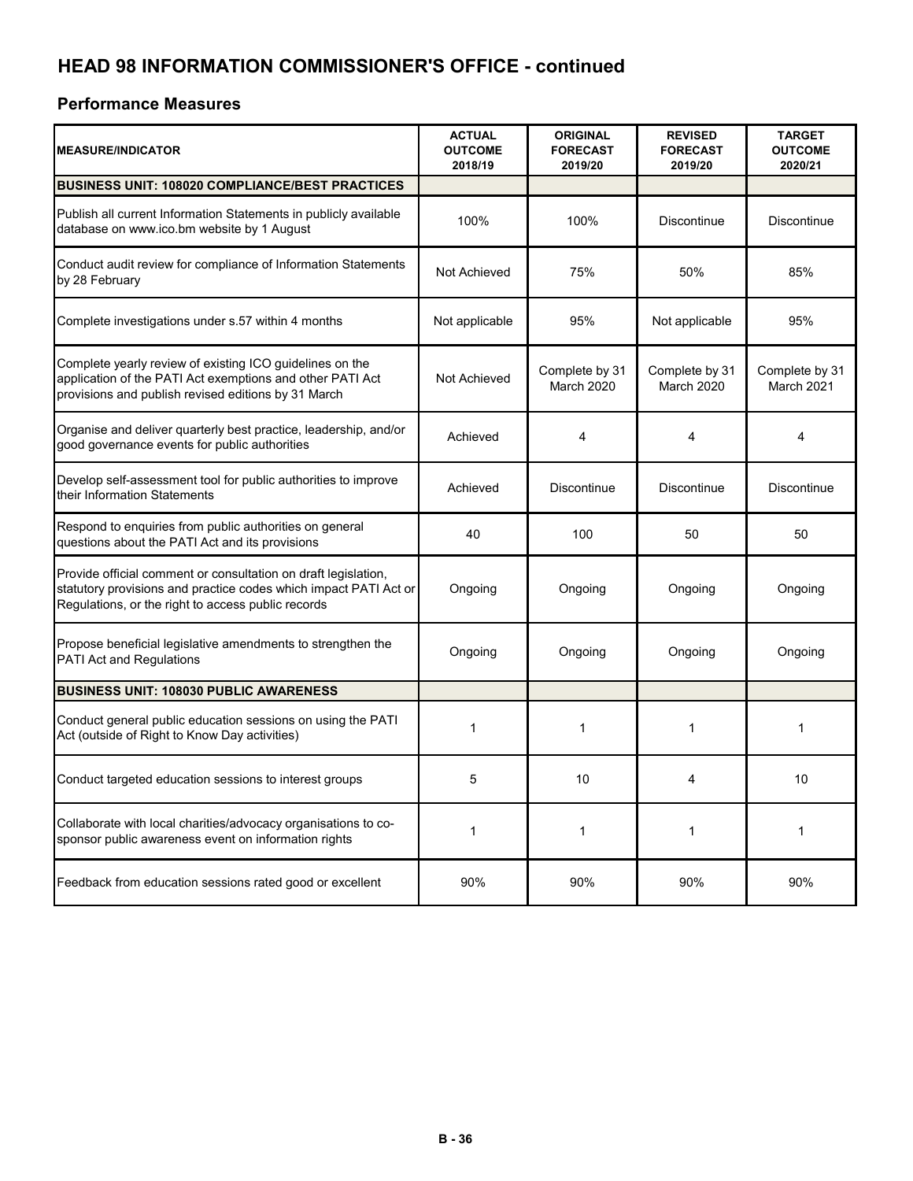# HEAD 98 INFORMATION COMMISSIONER'S OFFICE - continued

## Performance Measures

| MEASURE/INDICATOR | ACTUAL OUTCOME 2018/19 | ORIGINAL FORECAST 2019/20 | REVISED FORECAST 2019/20 | TARGET OUTCOME 2020/21 |
|---|---|---|---|---|
| **BUSINESS UNIT: 108020 COMPLIANCE/BEST PRACTICES** | | | | |
| Publish all current Information Statements in publicly available database on www.ico.bm website by 1 August | 100% | 100% | Discontinue | Discontinue |
| Conduct audit review for compliance of Information Statements by 28 February | Not Achieved | 75% | 50% | 85% |
| Complete investigations under s.57 within 4 months | Not applicable | 95% | Not applicable | 95% |
| Complete yearly review of existing ICO guidelines on the application of the PATI Act exemptions and other PATI Act provisions and publish revised editions by 31 March | Not Achieved | Complete by 31 March 2020 | Complete by 31 March 2020 | Complete by 31 March 2021 |
| Organise and deliver quarterly best practice, leadership, and/or good governance events for public authorities | Achieved | 4 | 4 | 4 |
| Develop self-assessment tool for public authorities to improve their Information Statements | Achieved | Discontinue | Discontinue | Discontinue |
| Respond to enquiries from public authorities on general questions about the PATI Act and its provisions | 40 | 100 | 50 | 50 |
| Provide official comment or consultation on draft legislation, statutory provisions and practice codes which impact PATI Act or Regulations, or the right to access public records | Ongoing | Ongoing | Ongoing | Ongoing |
| Propose beneficial legislative amendments to strengthen the PATI Act and Regulations | Ongoing | Ongoing | Ongoing | Ongoing |
| **BUSINESS UNIT: 108030 PUBLIC AWARENESS** | | | | |
| Conduct general public education sessions on using the PATI Act (outside of Right to Know Day activities) | 1 | 1 | 1 | 1 |
| Conduct targeted education sessions to interest groups | 5 | 10 | 4 | 10 |
| Collaborate with local charities/advocacy organisations to co-sponsor public awareness event on information rights | 1 | 1 | 1 | 1 |
| Feedback from education sessions rated good or excellent | 90% | 90% | 90% | 90% |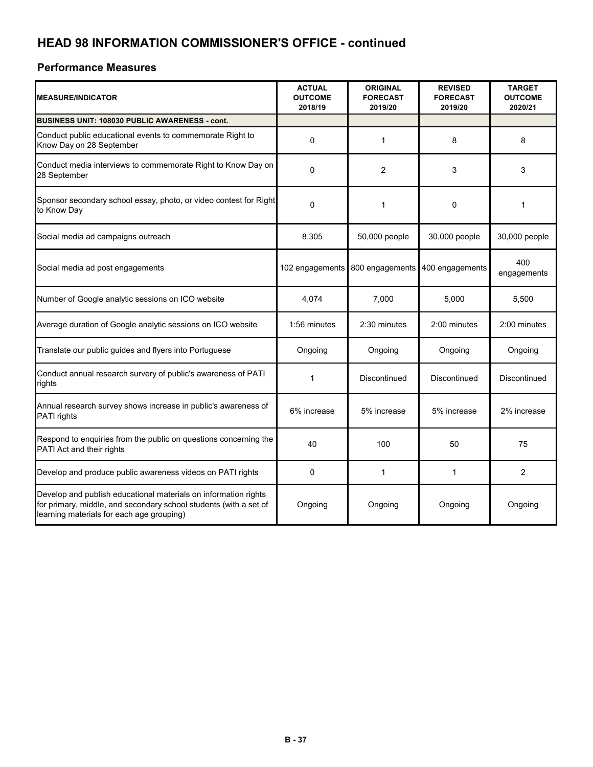## HEAD 98 INFORMATION COMMISSIONER'S OFFICE - continued

### Performance Measures

| MEASURE/INDICATOR | ACTUAL OUTCOME 2018/19 | ORIGINAL FORECAST 2019/20 | REVISED FORECAST 2019/20 | TARGET OUTCOME 2020/21 |
|---|---|---|---|---|
| **BUSINESS UNIT: 108030 PUBLIC AWARENESS - cont.** | | | | |
| Conduct public educational events to commemorate Right to Know Day on 28 September | 0 | 1 | 8 | 8 |
| Conduct media interviews to commemorate Right to Know Day on 28 September | 0 | 2 | 3 | 3 |
| Sponsor secondary school essay, photo, or video contest for Right to Know Day | 0 | 1 | 0 | 1 |
| Social media ad campaigns outreach | 8,305 | 50,000 people | 30,000 people | 30,000 people |
| Social media ad post engagements | 102 engagements | 800 engagements | 400 engagements | 400 engagements |
| Number of Google analytic sessions on ICO website | 4,074 | 7,000 | 5,000 | 5,500 |
| Average duration of Google analytic sessions on ICO website | 1:56 minutes | 2:30 minutes | 2:00 minutes | 2:00 minutes |
| Translate our public guides and flyers into Portuguese | Ongoing | Ongoing | Ongoing | Ongoing |
| Conduct annual research survery of public's awareness of PATI rights | 1 | Discontinued | Discontinued | Discontinued |
| Annual research survey shows increase in public's awareness of PATI rights | 6% increase | 5% increase | 5% increase | 2% increase |
| Respond to enquiries from the public on questions concerning the PATI Act and their rights | 40 | 100 | 50 | 75 |
| Develop and produce public awareness videos on PATI rights | 0 | 1 | 1 | 2 |
| Develop and publish educational materials on information rights for primary, middle, and secondary school students (with a set of learning materials for each age grouping) | Ongoing | Ongoing | Ongoing | Ongoing |